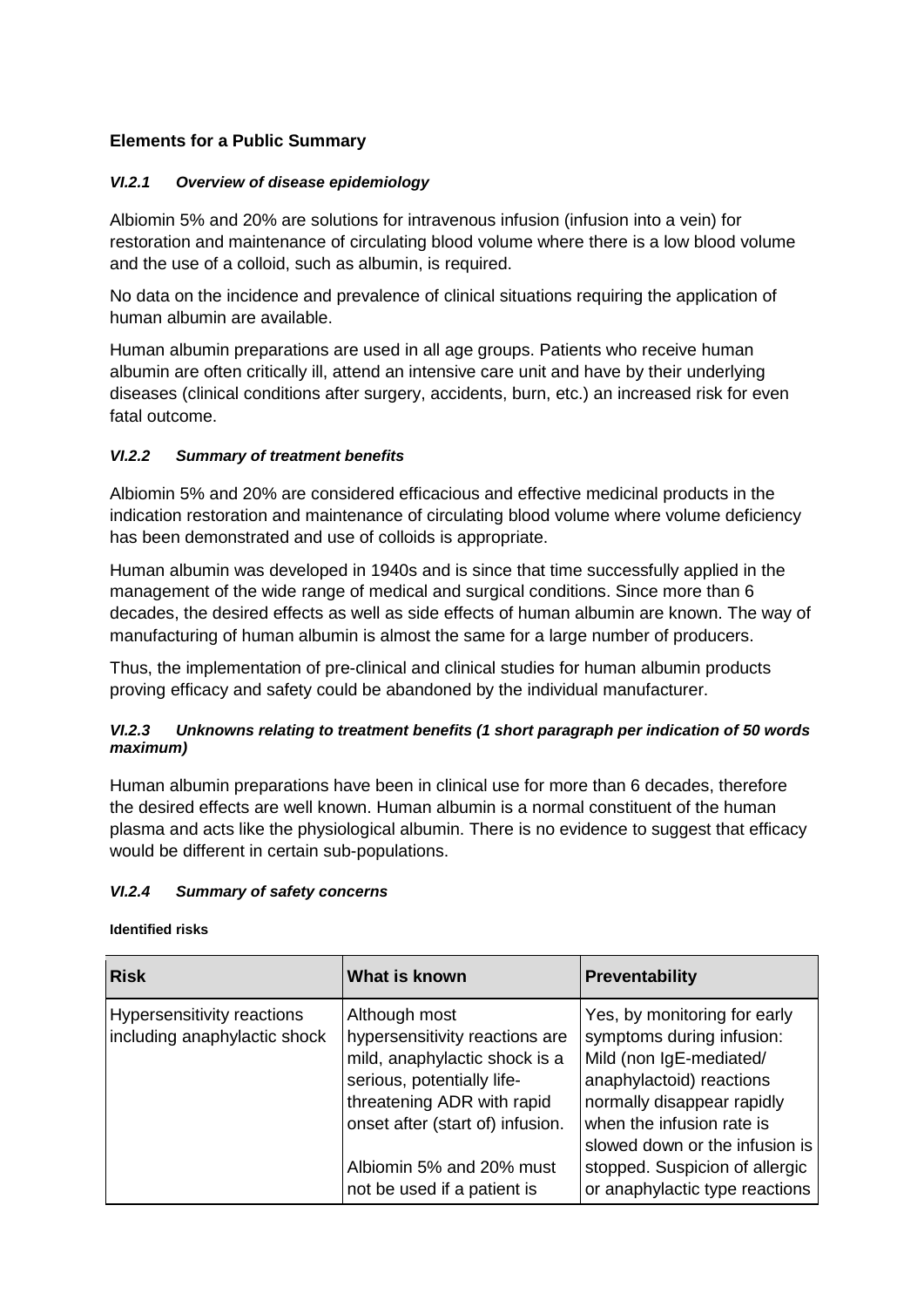**Elements for a Public Summary**

### *VI.2.1 Overview of disease epidemiology*

Albiomin 5% and 20% are solutions for intravenous infusion (infusion into a vein) for restoration and maintenance of circulating blood volume where there is a low blood volume and the use of a colloid, such as albumin, is required.

No data on the incidence and prevalence of clinical situations requiring the application of human albumin are available.

Human albumin preparations are used in all age groups. Patients who receive human albumin are often critically ill, attend an intensive care unit and have by their underlying diseases (clinical conditions after surgery, accidents, burn, etc.) an increased risk for even fatal outcome.

### *VI.2.2 Summary of treatment benefits*

Albiomin 5% and 20% are considered efficacious and effective medicinal products in the indication restoration and maintenance of circulating blood volume where volume deficiency has been demonstrated and use of colloids is appropriate.

Human albumin was developed in 1940s and is since that time successfully applied in the management of the wide range of medical and surgical conditions. Since more than 6 decades, the desired effects as well as side effects of human albumin are known. The way of manufacturing of human albumin is almost the same for a large number of producers.

Thus, the implementation of pre-clinical and clinical studies for human albumin products proving efficacy and safety could be abandoned by the individual manufacturer.

### *VI.2.3 Unknowns relating to treatment benefits (1 short paragraph per indication of 50 words maximum)*

Human albumin preparations have been in clinical use for more than 6 decades, therefore the desired effects are well known. Human albumin is a normal constituent of the human plasma and acts like the physiological albumin. There is no evidence to suggest that efficacy would be different in certain sub-populations.

### *VI.2.4 Summary of safety concerns*

**Identified risks**

| Risk | What is known | Preventability |
|---|---|---|
| Hypersensitivity reactions including anaphylactic shock | Although most hypersensitivity reactions are mild, anaphylactic shock is a serious, potentially life-threatening ADR with rapid onset after (start of) infusion.<br><br>Albiomin 5% and 20% must not be used if a patient is | Yes, by monitoring for early symptoms during infusion: Mild (non IgE-mediated/ anaphylactoid) reactions normally disappear rapidly when the infusion rate is slowed down or the infusion is stopped. Suspicion of allergic or anaphylactic type reactions |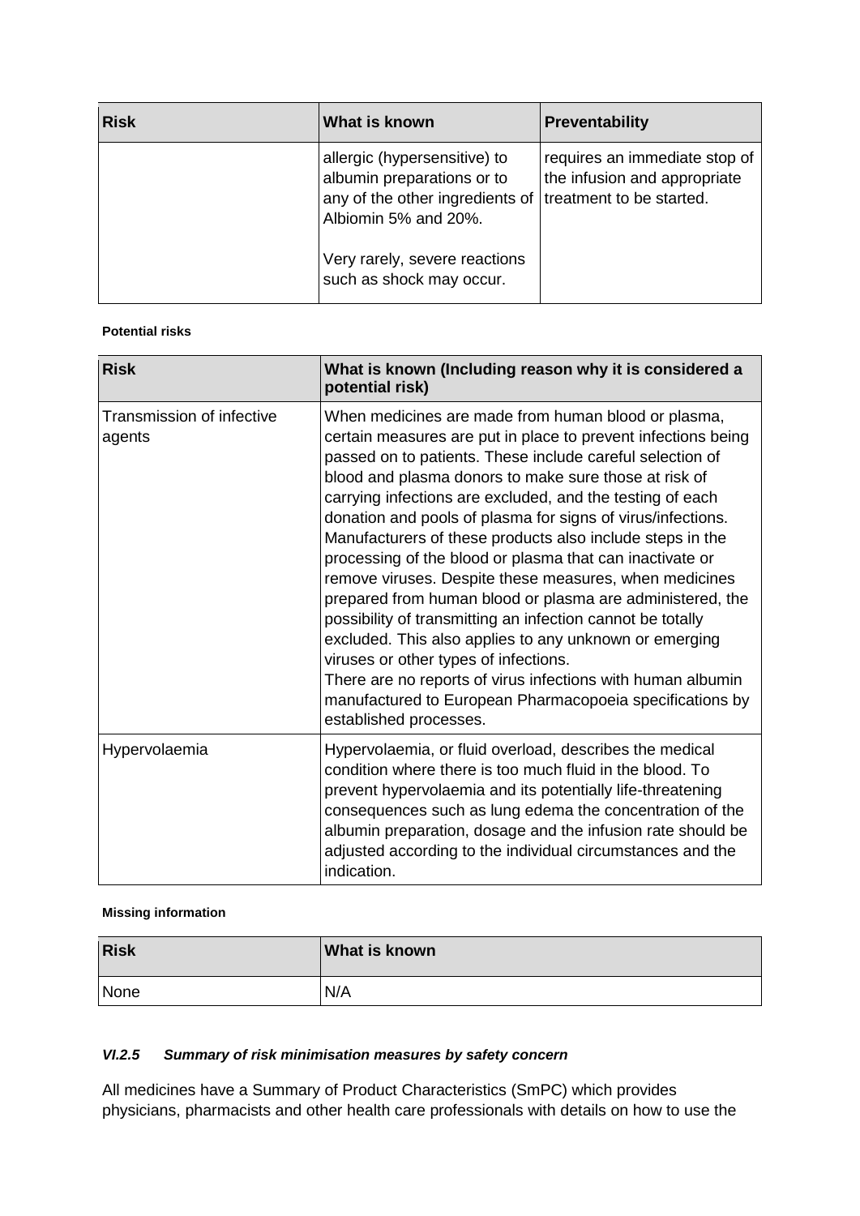| Risk | What is known | Preventability |
| --- | --- | --- |
| | allergic (hypersensitive) to albumin preparations or to any of the other ingredients of Albiomin 5% and 20%.<br><br>Very rarely, severe reactions such as shock may occur. | requires an immediate stop of the infusion and appropriate treatment to be started. |

**Potential risks**

| Risk | What is known (Including reason why it is considered a potential risk) |
| --- | --- |
| Transmission of infective agents | When medicines are made from human blood or plasma, certain measures are put in place to prevent infections being passed on to patients. These include careful selection of blood and plasma donors to make sure those at risk of carrying infections are excluded, and the testing of each donation and pools of plasma for signs of virus/infections. Manufacturers of these products also include steps in the processing of the blood or plasma that can inactivate or remove viruses. Despite these measures, when medicines prepared from human blood or plasma are administered, the possibility of transmitting an infection cannot be totally excluded. This also applies to any unknown or emerging viruses or other types of infections.<br>There are no reports of virus infections with human albumin manufactured to European Pharmacopoeia specifications by established processes. |
| Hypervolaemia | Hypervolaemia, or fluid overload, describes the medical condition where there is too much fluid in the blood. To prevent hypervolaemia and its potentially life-threatening consequences such as lung edema the concentration of the albumin preparation, dosage and the infusion rate should be adjusted according to the individual circumstances and the indication. |

**Missing information**

| Risk | What is known |
| --- | --- |
| None | N/A |

### *VI.2.5 Summary of risk minimisation measures by safety concern*

All medicines have a Summary of Product Characteristics (SmPC) which provides physicians, pharmacists and other health care professionals with details on how to use the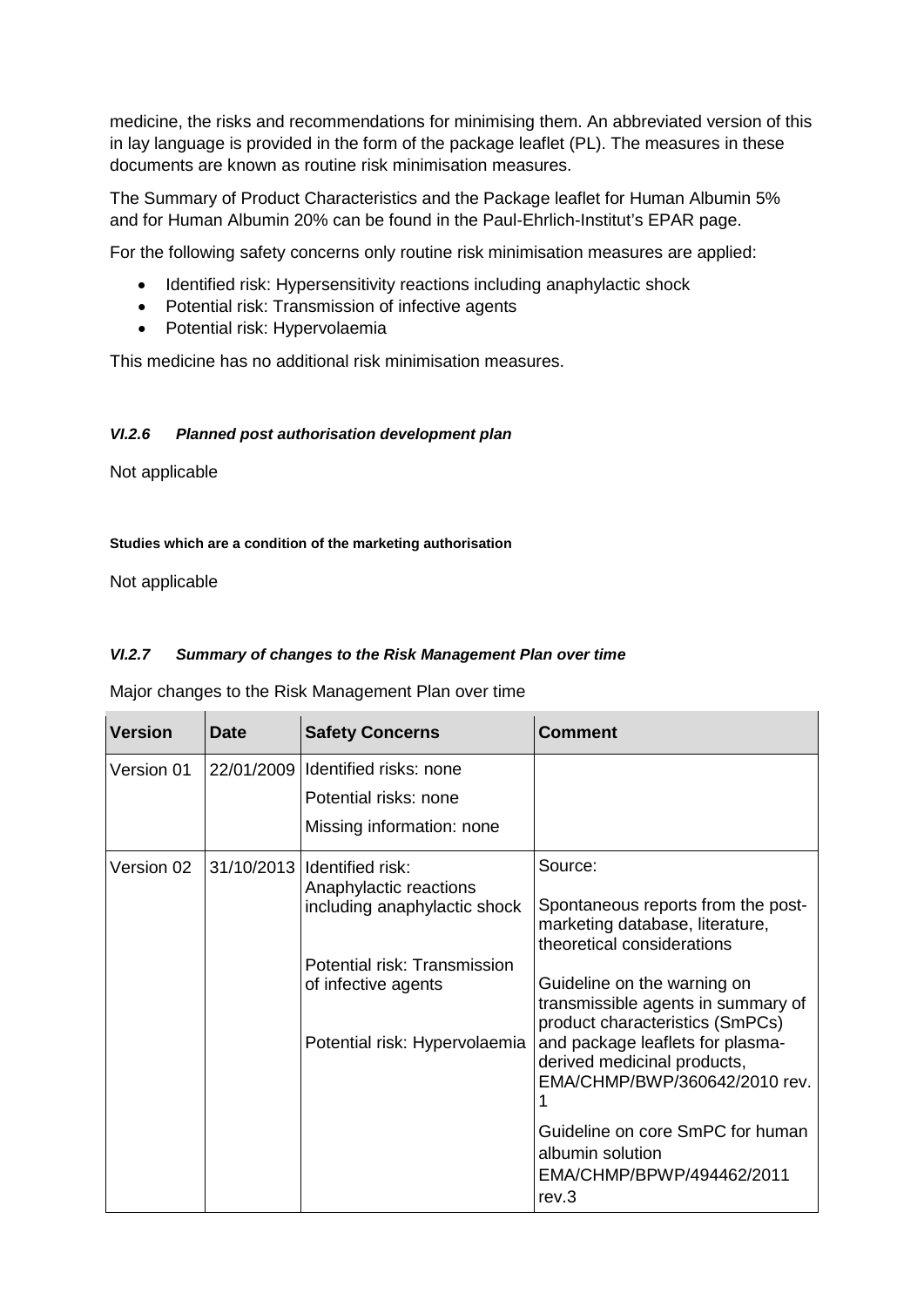medicine, the risks and recommendations for minimising them. An abbreviated version of this in lay language is provided in the form of the package leaflet (PL). The measures in these documents are known as routine risk minimisation measures.

The Summary of Product Characteristics and the Package leaflet for Human Albumin 5% and for Human Albumin 20% can be found in the Paul-Ehrlich-Institut's EPAR page.

For the following safety concerns only routine risk minimisation measures are applied:

- Identified risk: Hypersensitivity reactions including anaphylactic shock
- Potential risk: Transmission of infective agents
- Potential risk: Hypervolaemia

This medicine has no additional risk minimisation measures.

#### *VI.2.6 Planned post authorisation development plan*

Not applicable

**Studies which are a condition of the marketing authorisation**

Not applicable

#### *VI.2.7 Summary of changes to the Risk Management Plan over time*

Major changes to the Risk Management Plan over time

| Version | Date | Safety Concerns | Comment |
|---|---|---|---|
| Version 01 | 22/01/2009 | Identified risks: none<br>Potential risks: none<br>Missing information: none | |
| Version 02 | 31/10/2013 | Identified risk: Anaphylactic reactions including anaphylactic shock<br><br>Potential risk: Transmission of infective agents<br><br>Potential risk: Hypervolaemia | Source:<br><br>Spontaneous reports from the post-marketing database, literature, theoretical considerations<br><br>Guideline on the warning on transmissible agents in summary of product characteristics (SmPCs) and package leaflets for plasma-derived medicinal products, EMA/CHMP/BWP/360642/2010 rev. 1<br><br>Guideline on core SmPC for human albumin solution EMA/CHMP/BPWP/494462/2011 rev.3 |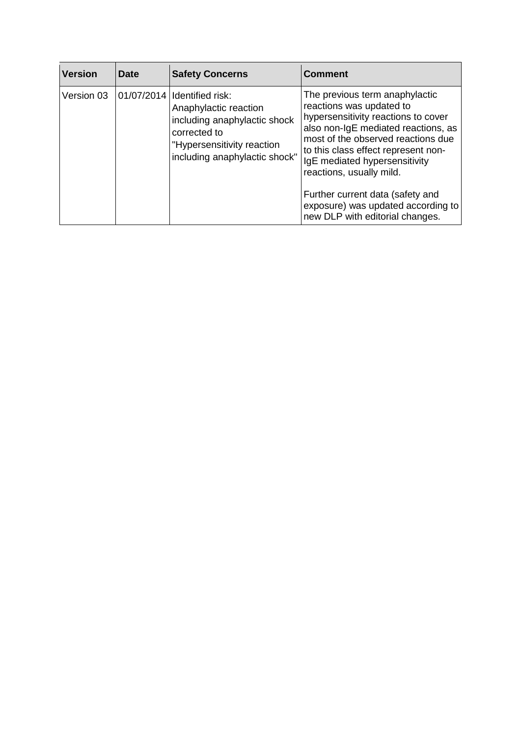| Version | Date | Safety Concerns | Comment |
|---|---|---|---|
| Version 03 | 01/07/2014 | Identified risk: Anaphylactic reaction including anaphylactic shock corrected to "Hypersensitivity reaction including anaphylactic shock" | The previous term anaphylactic reactions was updated to hypersensitivity reactions to cover also non-IgE mediated reactions, as most of the observed reactions due to this class effect represent non-IgE mediated hypersensitivity reactions, usually mild.<br><br>Further current data (safety and exposure) was updated according to new DLP with editorial changes. |